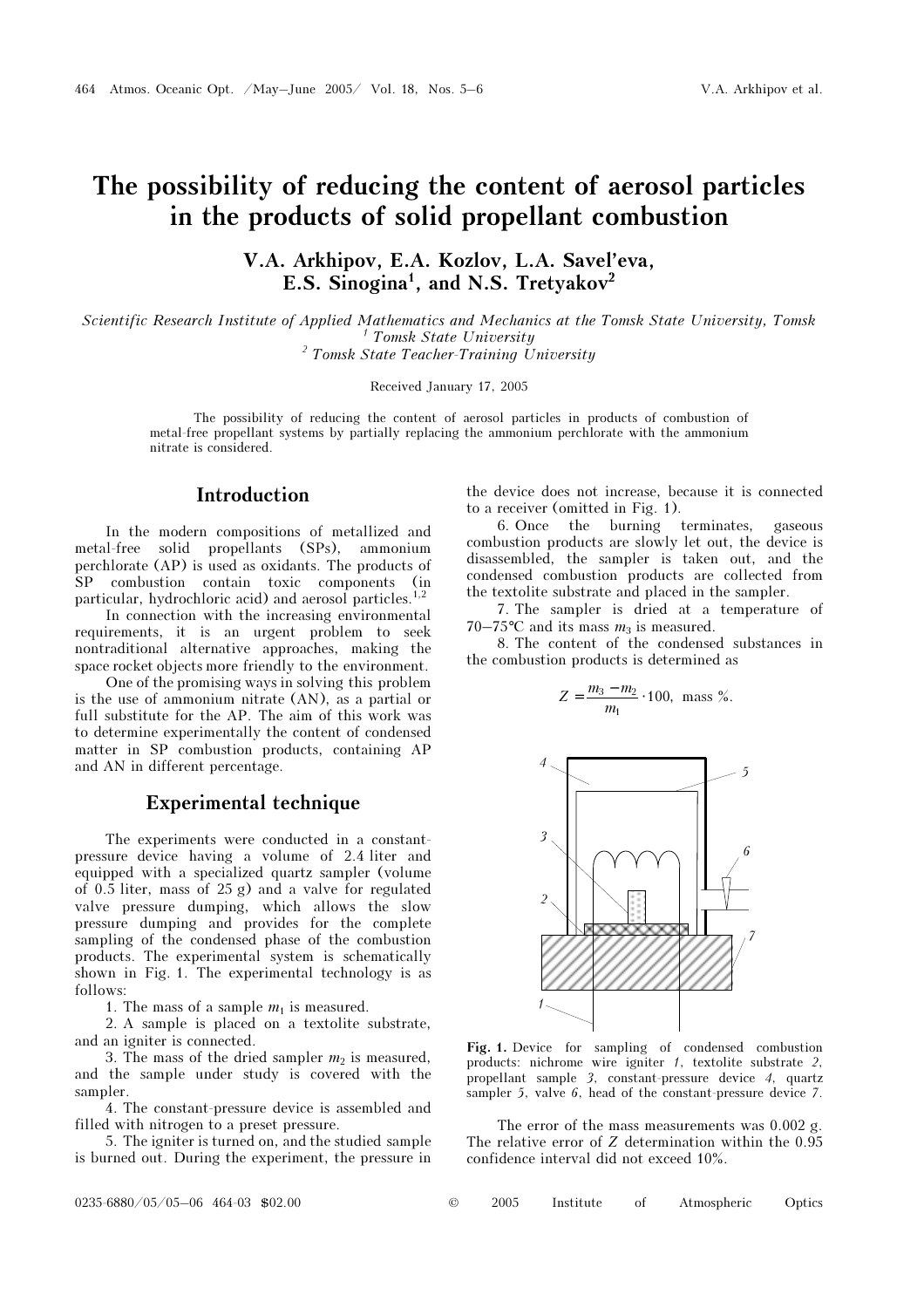# The possibility of reducing the content of aerosol particles in the products of solid propellant combustion

**V.A. Arkhipov, E.A. Kozlov, L.A. Savel'eva, E.S. Sinogina[1], and N.S. Tretyakov[2]**

*Scientific Research Institute of Applied Mathematics and Mechanics at the Tomsk State University, Tomsk*
*[1] Tomsk State University*
*[2] Tomsk State Teacher-Training University*

Received January 17, 2005

The possibility of reducing the content of aerosol particles in products of combustion of metal-free propellant systems by partially replacing the ammonium perchlorate with the ammonium nitrate is considered.

## Introduction

In the modern compositions of metallized and metal-free solid propellants (SPs), ammonium perchlorate (AP) is used as oxidants. The products of SP combustion contain toxic components (in particular, hydrochloric acid) and aerosol particles.[1,2]

In connection with the increasing environmental requirements, it is an urgent problem to seek nontraditional alternative approaches, making the space rocket objects more friendly to the environment.

One of the promising ways in solving this problem is the use of ammonium nitrate (AN), as a partial or full substitute for the AP. The aim of this work was to determine experimentally the content of condensed matter in SP combustion products, containing AP and AN in different percentage.

## Experimental technique

The experiments were conducted in a constant-pressure device having a volume of 2.4 liter and equipped with a specialized quartz sampler (volume of 0.5 liter, mass of 25 g) and a valve for regulated valve pressure dumping, which allows the slow pressure dumping and provides for the complete sampling of the condensed phase of the combustion products. The experimental system is schematically shown in Fig. 1. The experimental technology is as follows:

1. The mass of a sample $m_1$ is measured.
2. A sample is placed on a textolite substrate, and an igniter is connected.
3. The mass of the dried sampler $m_2$ is measured, and the sample under study is covered with the sampler.
4. The constant-pressure device is assembled and filled with nitrogen to a preset pressure.
5. The igniter is turned on, and the studied sample is burned out. During the experiment, the pressure in the device does not increase, because it is connected to a receiver (omitted in Fig. 1).
6. Once the burning terminates, gaseous combustion products are slowly let out, the device is disassembled, the sampler is taken out, and the condensed combustion products are collected from the textolite substrate and placed in the sampler.
7. The sampler is dried at a temperature of 70–75°C and its mass $m_3$ is measured.
8. The content of the condensed substances in the combustion products is determined as

$$Z = \frac{m_3 - m_2}{m_1} \cdot 100, \text{ mass \%}.$$

**Fig. 1.** Device for sampling of condensed combustion products: nichrome wire igniter *1*, textolite substrate *2*, propellant sample *3*, constant-pressure device *4*, quartz sampler *5*, valve *6*, head of the constant-pressure device *7*.

The error of the mass measurements was 0.002 g. The relative error of $Z$ determination within the 0.95 confidence interval did not exceed 10%.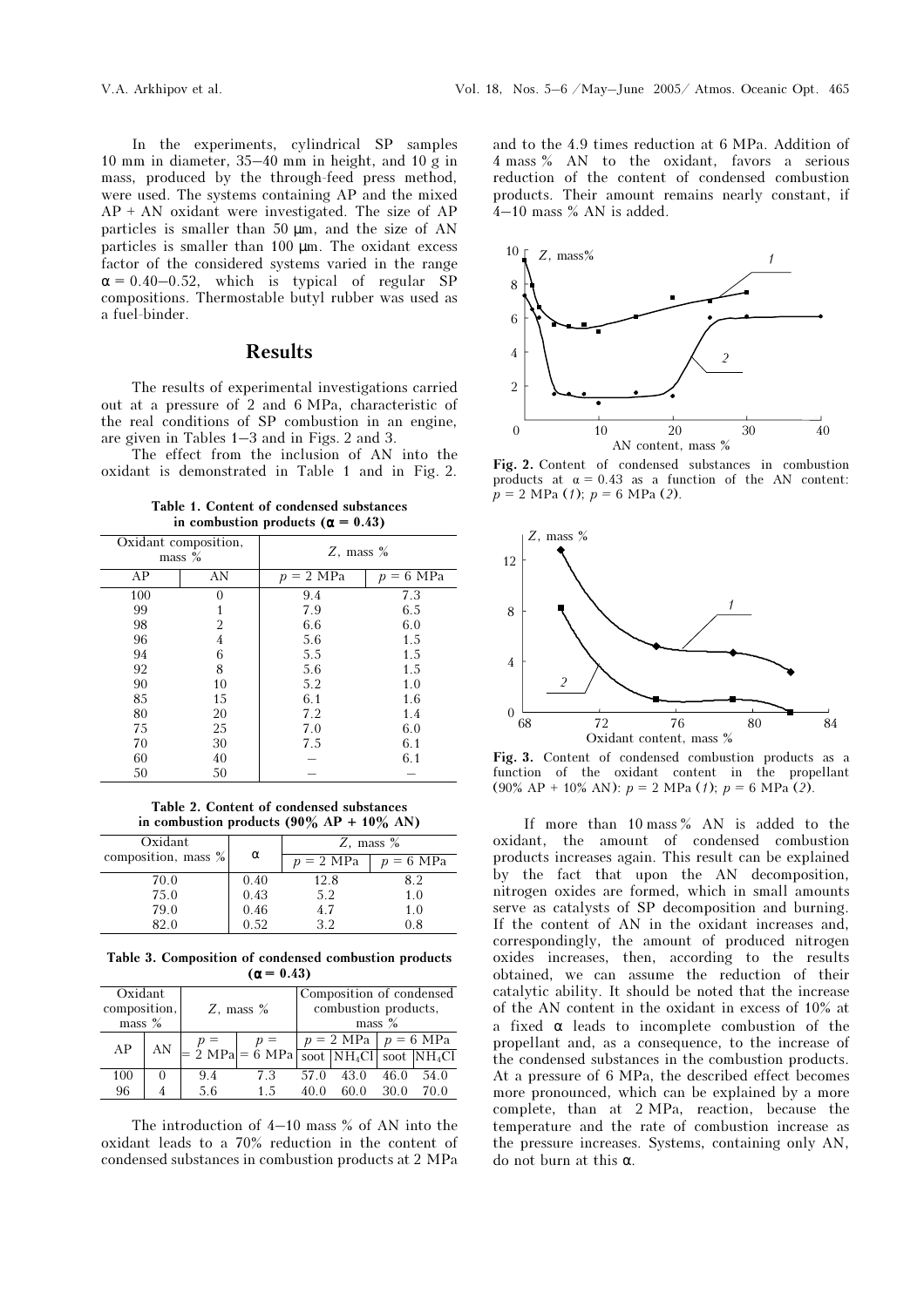In the experiments, cylindrical SP samples 10 mm in diameter, 35–40 mm in height, and 10 g in mass, produced by the through-feed press method, were used. The systems containing AP and the mixed AP + AN oxidant were investigated. The size of AP particles is smaller than 50 μm, and the size of AN particles is smaller than 100 μm. The oxidant excess factor of the considered systems varied in the range $\alpha = 0.40$–$0.52$, which is typical of regular SP compositions. Thermostable butyl rubber was used as a fuel-binder.

## Results

The results of experimental investigations carried out at a pressure of 2 and 6 MPa, characteristic of the real conditions of SP combustion in an engine, are given in Tables 1–3 and in Figs. 2 and 3.

The effect from the inclusion of AN into the oxidant is demonstrated in Table 1 and in Fig. 2.

**Table 1. Content of condensed substances in combustion products ($\alpha = 0.43$)**

| Oxidant composition, mass % | | $Z$, mass % | |
|---|---|---|---|
| AP | AN | $p = 2$ MPa | $p = 6$ MPa |
| 100 | 0 | 9.4 | 7.3 |
| 99 | 1 | 7.9 | 6.5 |
| 98 | 2 | 6.6 | 6.0 |
| 96 | 4 | 5.6 | 1.5 |
| 94 | 6 | 5.5 | 1.5 |
| 92 | 8 | 5.6 | 1.5 |
| 90 | 10 | 5.2 | 1.0 |
| 85 | 15 | 6.1 | 1.6 |
| 80 | 20 | 7.2 | 1.4 |
| 75 | 25 | 7.0 | 6.0 |
| 70 | 30 | 7.5 | 6.1 |
| 60 | 40 | – | 6.1 |
| 50 | 50 | – | – |

**Table 2. Content of condensed substances in combustion products (90% AP + 10% AN)**

| Oxidant composition, mass % | $\alpha$ | $Z$, mass % | |
|---|---|---|---|
| | | $p = 2$ MPa | $p = 6$ MPa |
| 70.0 | 0.40 | 12.8 | 8.2 |
| 75.0 | 0.43 | 5.2 | 1.0 |
| 79.0 | 0.46 | 4.7 | 1.0 |
| 82.0 | 0.52 | 3.2 | 0.8 |

**Table 3. Composition of condensed combustion products ($\alpha = 0.43$)**

| Oxidant composition, mass % | | $Z$, mass % | | Composition of condensed combustion products, mass % | | | |
|---|---|---|---|---|---|---|---|
| | | | | $p = 2$ MPa | | $p = 6$ MPa | |
| AP | AN | $p = 2$ MPa | $p = 6$ MPa | soot | $NH_4Cl$ | soot | $NH_4Cl$ |
| 100 | 0 | 9.4 | 7.3 | 57.0 | 43.0 | 46.0 | 54.0 |
| 96 | 4 | 5.6 | 1.5 | 40.0 | 60.0 | 30.0 | 70.0 |

The introduction of 4–10 mass % of AN into the oxidant leads to a 70% reduction in the content of condensed substances in combustion products at 2 MPa and to the 4.9 times reduction at 6 MPa. Addition of 4 mass % AN to the oxidant, favors a serious reduction of the content of condensed combustion products. Their amount remains nearly constant, if 4–10 mass % AN is added.

**Fig. 2.** Content of condensed substances in combustion products at $\alpha = 0.43$ as a function of the AN content: $p = 2$ MPa (*1*); $p = 6$ MPa (*2*).

**Fig. 3.** Content of condensed combustion products as a function of the oxidant content in the propellant (90% AP + 10% AN): $p = 2$ MPa (*1*); $p = 6$ MPa (*2*).

If more than 10 mass % AN is added to the oxidant, the amount of condensed combustion products increases again. This result can be explained by the fact that upon the AN decomposition, nitrogen oxides are formed, which in small amounts serve as catalysts of SP decomposition and burning. If the content of AN in the oxidant increases and, correspondingly, the amount of produced nitrogen oxides increases, then, according to the results obtained, we can assume the reduction of their catalytic ability. It should be noted that the increase of the AN content in the oxidant in excess of 10% at a fixed $\alpha$ leads to incomplete combustion of the propellant and, as a consequence, to the increase of the condensed substances in the combustion products. At a pressure of 6 MPa, the described effect becomes more pronounced, which can be explained by a more complete, than at 2 MPa, reaction, because the temperature and the rate of combustion increase as the pressure increases. Systems, containing only AN, do not burn at this $\alpha$.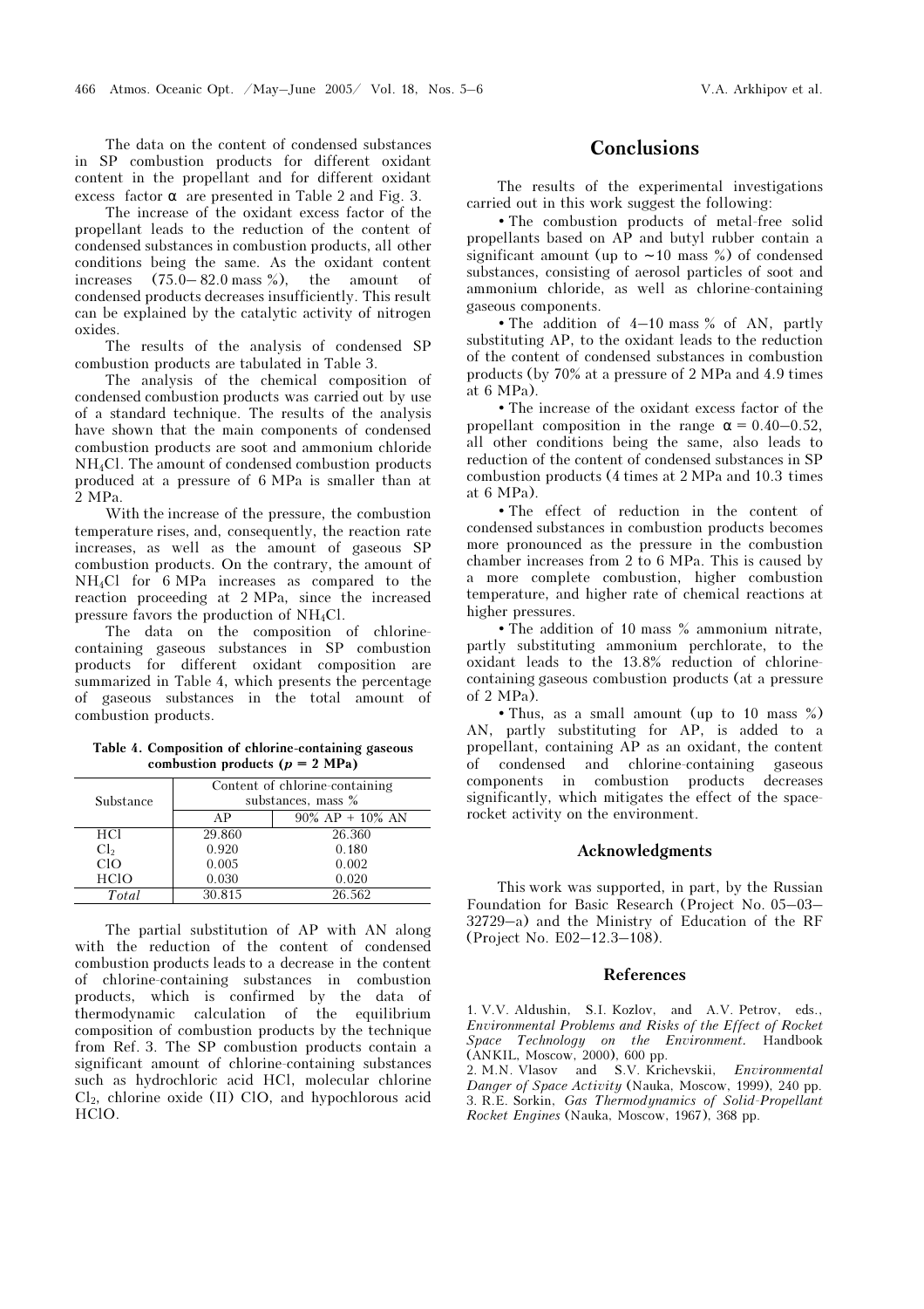The data on the content of condensed substances in SP combustion products for different oxidant content in the propellant and for different oxidant excess factor $\alpha$ are presented in Table 2 and Fig. 3.

The increase of the oxidant excess factor of the propellant leads to the reduction of the content of condensed substances in combustion products, all other conditions being the same. As the oxidant content increases (75.0– 82.0 mass %), the amount of condensed products decreases insufficiently. This result can be explained by the catalytic activity of nitrogen oxides.

The results of the analysis of condensed SP combustion products are tabulated in Table 3.

The analysis of the chemical composition of condensed combustion products was carried out by use of a standard technique. The results of the analysis have shown that the main components of condensed combustion products are soot and ammonium chloride $NH_4Cl$. The amount of condensed combustion products produced at a pressure of 6 MPa is smaller than at 2 MPa.

With the increase of the pressure, the combustion temperature rises, and, consequently, the reaction rate increases, as well as the amount of gaseous SP combustion products. On the contrary, the amount of $NH_4Cl$ for 6 MPa increases as compared to the reaction proceeding at 2 MPa, since the increased pressure favors the production of $NH_4Cl$.

The data on the composition of chlorine-containing gaseous substances in SP combustion products for different oxidant composition are summarized in Table 4, which presents the percentage of gaseous substances in the total amount of combustion products.

**Table 4. Composition of chlorine-containing gaseous combustion products ($p$ = 2 MPa)**

| Substance | Content of chlorine-containing substances, mass % | |
|---|---|---|
| | AP | 90% AP + 10% AN |
| HCl | 29.860 | 26.360 |
| $Cl_2$ | 0.920 | 0.180 |
| ClO | 0.005 | 0.002 |
| HClO | 0.030 | 0.020 |
| *Total* | 30.815 | 26.562 |

The partial substitution of AP with AN along with the reduction of the content of condensed combustion products leads to a decrease in the content of chlorine-containing substances in combustion products, which is confirmed by the data of thermodynamic calculation of the equilibrium composition of combustion products by the technique from Ref. 3. The SP combustion products contain a significant amount of chlorine-containing substances such as hydrochloric acid HCl, molecular chlorine $Cl_2$, chlorine oxide (II) ClO, and hypochlorous acid HClO.

## Conclusions

The results of the experimental investigations carried out in this work suggest the following:

- The combustion products of metal-free solid propellants based on AP and butyl rubber contain a significant amount (up to ~10 mass %) of condensed substances, consisting of aerosol particles of soot and ammonium chloride, as well as chlorine-containing gaseous components.
- The addition of 4–10 mass % of AN, partly substituting AP, to the oxidant leads to the reduction of the content of condensed substances in combustion products (by 70% at a pressure of 2 MPa and 4.9 times at 6 MPa).
- The increase of the oxidant excess factor of the propellant composition in the range $\alpha$ = 0.40–0.52, all other conditions being the same, also leads to reduction of the content of condensed substances in SP combustion products (4 times at 2 MPa and 10.3 times at 6 MPa).
- The effect of reduction in the content of condensed substances in combustion products becomes more pronounced as the pressure in the combustion chamber increases from 2 to 6 MPa. This is caused by a more complete combustion, higher combustion temperature, and higher rate of chemical reactions at higher pressures.
- The addition of 10 mass % ammonium nitrate, partly substituting ammonium perchlorate, to the oxidant leads to the 13.8% reduction of chlorine-containing gaseous combustion products (at a pressure of 2 MPa).
- Thus, as a small amount (up to 10 mass %) AN, partly substituting for AP, is added to a propellant, containing AP as an oxidant, the content of condensed and chlorine-containing gaseous components in combustion products decreases significantly, which mitigates the effect of the space-rocket activity on the environment.

### Acknowledgments

This work was supported, in part, by the Russian Foundation for Basic Research (Project No. 05–03–32729–a) and the Ministry of Education of the RF (Project No. E02–12.3–108).

### References

1. V.V. Aldushin, S.I. Kozlov, and A.V. Petrov, eds., *Environmental Problems and Risks of the Effect of Rocket Space Technology on the Environment*. Handbook (ANKIL, Moscow, 2000), 600 pp.
2. M.N. Vlasov and S.V. Krichevskii, *Environmental Danger of Space Activity* (Nauka, Moscow, 1999), 240 pp.
3. R.E. Sorkin, *Gas Thermodynamics of Solid-Propellant Rocket Engines* (Nauka, Moscow, 1967), 368 pp.